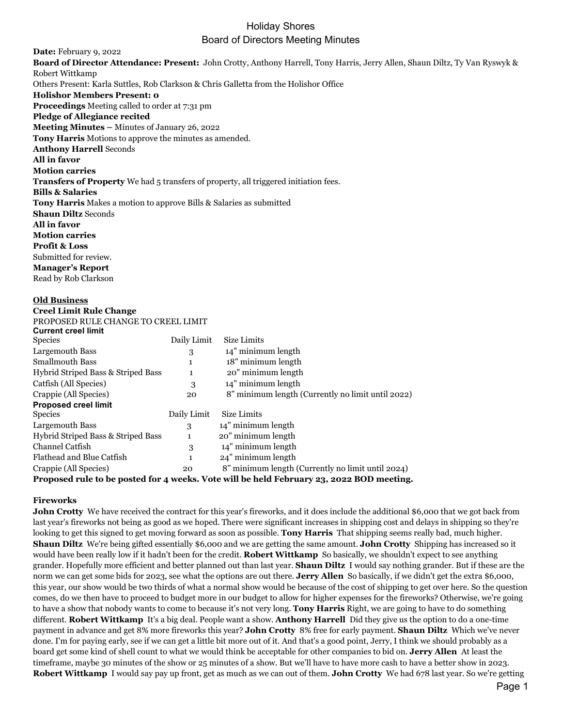# Holiday Shores
## Board of Directors Meeting Minutes

**Date:** February 9, 2022
**Board of Director Attendance: Present:** John Crotty, Anthony Harrell, Tony Harris, Jerry Allen, Shaun Diltz, Ty Van Ryswyk & Robert Wittkamp
Others Present: Karla Suttles, Rob Clarkson & Chris Galletta from the Holishor Office
**Holishor Members Present: 0**
**Proceedings** Meeting called to order at 7:31 pm
**Pledge of Allegiance recited**
**Meeting Minutes –** Minutes of January 26, 2022
**Tony Harris** Motions to approve the minutes as amended.
**Anthony Harrell** Seconds
**All in favor**
**Motion carries**
**Transfers of Property** We had 5 transfers of property, all triggered initiation fees.
**Bills & Salaries**
**Tony Harris** Makes a motion to approve Bills & Salaries as submitted
**Shaun Diltz** Seconds
**All in favor**
**Motion carries**
**Profit & Loss**
Submitted for review.
**Manager's Report**
Read by Rob Clarkson

**Old Business**
**Creel Limit Rule Change**
PROPOSED RULE CHANGE TO CREEL LIMIT

**Current creel limit**

| Species | Daily Limit | Size Limits |
|---|---|---|
| Largemouth Bass | 3 | 14" minimum length |
| Smallmouth Bass | 1 | 18" minimum length |
| Hybrid Striped Bass & Striped Bass | 1 | 20" minimum length |
| Catfish (All Species) | 3 | 14" minimum length |
| Crappie (All Species) | 20 | 8" minimum length (Currently no limit until 2022) |

**Proposed creel limit**

| Species | Daily Limit | Size Limits |
|---|---|---|
| Largemouth Bass | 3 | 14" minimum length |
| Hybrid Striped Bass & Striped Bass | 1 | 20" minimum length |
| Channel Catfish | 3 | 14" minimum length |
| Flathead and Blue Catfish | 1 | 24" minimum length |
| Crappie (All Species) | 20 | 8" minimum length (Currently no limit until 2024) |

**Proposed rule to be posted for 4 weeks. Vote will be held February 23, 2022 BOD meeting.**

**Fireworks**
**John Crotty** We have received the contract for this year's fireworks, and it does include the additional $6,000 that we got back from last year's fireworks not being as good as we hoped. There were significant increases in shipping cost and delays in shipping so they're looking to get this signed to get moving forward as soon as possible. **Tony Harris** That shipping seems really bad, much higher. **Shaun Diltz** We're being gifted essentially $6,000 and we are getting the same amount. **John Crotty** Shipping has increased so it would have been really low if it hadn't been for the credit. **Robert Wittkamp** So basically, we shouldn't expect to see anything grander. Hopefully more efficient and better planned out than last year. **Shaun Diltz** I would say nothing grander. But if these are the norm we can get some bids for 2023, see what the options are out there. **Jerry Allen** So basically, if we didn't get the extra $6,000, this year, our show would be two thirds of what a normal show would be because of the cost of shipping to get over here. So the question comes, do we then have to proceed to budget more in our budget to allow for higher expenses for the fireworks? Otherwise, we're going to have a show that nobody wants to come to because it's not very long. **Tony Harris** Right, we are going to have to do something different. **Robert Wittkamp** It's a big deal. People want a show. **Anthony Harrell** Did they give us the option to do a one-time payment in advance and get 8% more fireworks this year? **John Crotty** 8% free for early payment. **Shaun Diltz** Which we've never done. I'm for paying early, see if we can get a little bit more out of it. And that's a good point, Jerry, I think we should probably as a board get some kind of shell count to what we would think be acceptable for other companies to bid on. **Jerry Allen** At least the timeframe, maybe 30 minutes of the show or 25 minutes of a show. But we'll have to have more cash to have a better show in 2023. **Robert Wittkamp** I would say pay up front, get as much as we can out of them. **John Crotty** We had 678 last year. So we're getting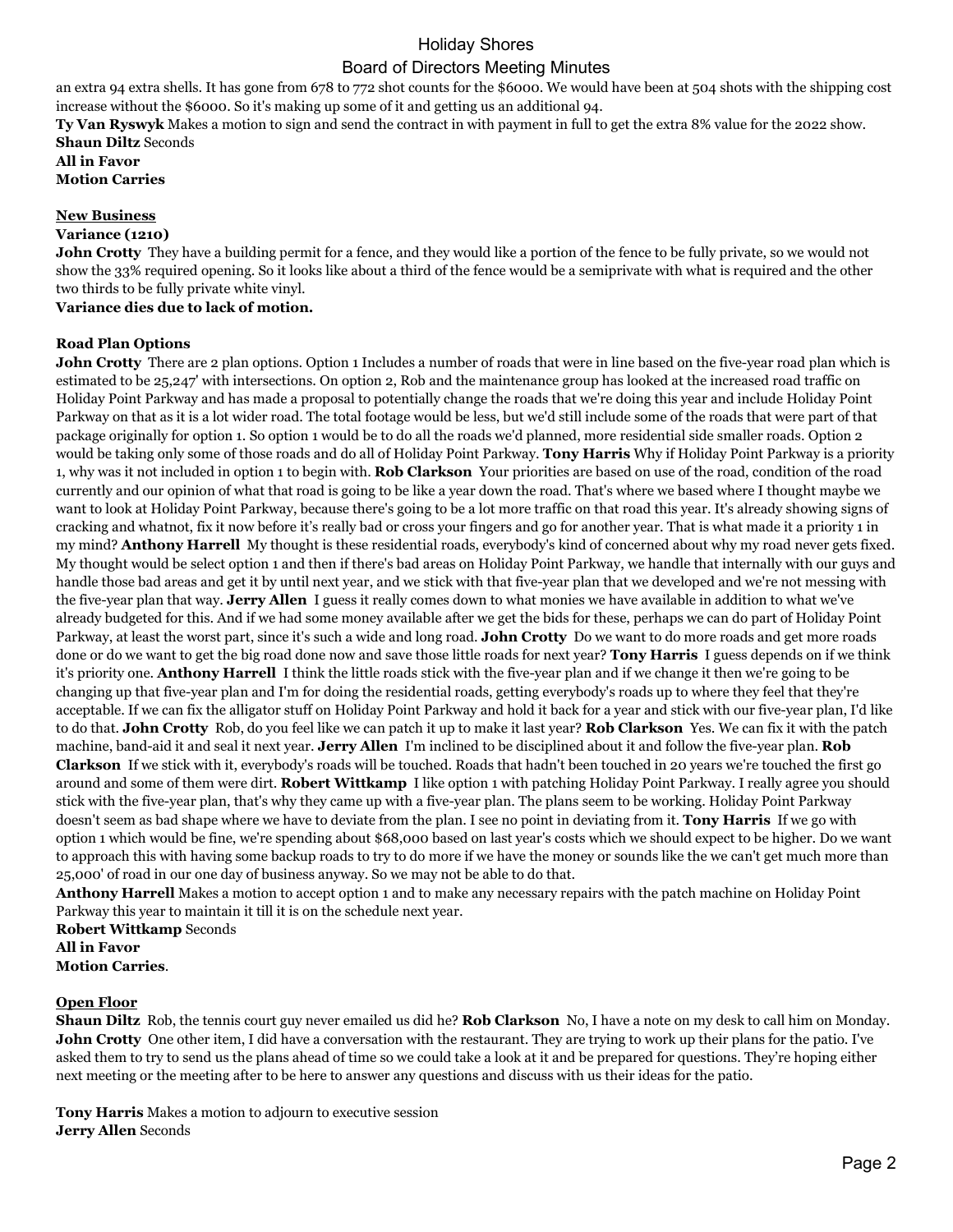an extra 94 extra shells. It has gone from 678 to 772 shot counts for the $6000. We would have been at 504 shots with the shipping cost increase without the $6000. So it's making up some of it and getting us an additional 94.

**Ty Van Ryswyk** Makes a motion to sign and send the contract in with payment in full to get the extra 8% value for the 2022 show.
**Shaun Diltz** Seconds
**All in Favor**
**Motion Carries**

## New Business

### Variance (1210)

**John Crotty** They have a building permit for a fence, and they would like a portion of the fence to be fully private, so we would not show the 33% required opening. So it looks like about a third of the fence would be a semiprivate with what is required and the other two thirds to be fully private white vinyl.

**Variance dies due to lack of motion.**

### Road Plan Options

**John Crotty** There are 2 plan options. Option 1 Includes a number of roads that were in line based on the five-year road plan which is estimated to be 25,247' with intersections. On option 2, Rob and the maintenance group has looked at the increased road traffic on Holiday Point Parkway and has made a proposal to potentially change the roads that we're doing this year and include Holiday Point Parkway on that as it is a lot wider road. The total footage would be less, but we'd still include some of the roads that were part of that package originally for option 1. So option 1 would be to do all the roads we'd planned, more residential side smaller roads. Option 2 would be taking only some of those roads and do all of Holiday Point Parkway. **Tony Harris** Why if Holiday Point Parkway is a priority 1, why was it not included in option 1 to begin with. **Rob Clarkson** Your priorities are based on use of the road, condition of the road currently and our opinion of what that road is going to be like a year down the road. That's where we based where I thought maybe we want to look at Holiday Point Parkway, because there's going to be a lot more traffic on that road this year. It's already showing signs of cracking and whatnot, fix it now before it's really bad or cross your fingers and go for another year. That is what made it a priority 1 in my mind? **Anthony Harrell** My thought is these residential roads, everybody's kind of concerned about why my road never gets fixed. My thought would be select option 1 and then if there's bad areas on Holiday Point Parkway, we handle that internally with our guys and handle those bad areas and get it by until next year, and we stick with that five-year plan that we developed and we're not messing with the five-year plan that way. **Jerry Allen** I guess it really comes down to what monies we have available in addition to what we've already budgeted for this. And if we had some money available after we get the bids for these, perhaps we can do part of Holiday Point Parkway, at least the worst part, since it's such a wide and long road. **John Crotty** Do we want to do more roads and get more roads done or do we want to get the big road done now and save those little roads for next year? **Tony Harris** I guess depends on if we think it's priority one. **Anthony Harrell** I think the little roads stick with the five-year plan and if we change it then we're going to be changing up that five-year plan and I'm for doing the residential roads, getting everybody's roads up to where they feel that they're acceptable. If we can fix the alligator stuff on Holiday Point Parkway and hold it back for a year and stick with our five-year plan, I'd like to do that. **John Crotty** Rob, do you feel like we can patch it up to make it last year? **Rob Clarkson** Yes. We can fix it with the patch machine, band-aid it and seal it next year. **Jerry Allen** I'm inclined to be disciplined about it and follow the five-year plan. **Rob Clarkson** If we stick with it, everybody's roads will be touched. Roads that hadn't been touched in 20 years we're touched the first go around and some of them were dirt. **Robert Wittkamp** I like option 1 with patching Holiday Point Parkway. I really agree you should stick with the five-year plan, that's why they came up with a five-year plan. The plans seem to be working. Holiday Point Parkway doesn't seem as bad shape where we have to deviate from the plan. I see no point in deviating from it. **Tony Harris** If we go with option 1 which would be fine, we're spending about $68,000 based on last year's costs which we should expect to be higher. Do we want to approach this with having some backup roads to try to do more if we have the money or sounds like the we can't get much more than 25,000' of road in our one day of business anyway. So we may not be able to do that.

**Anthony Harrell** Makes a motion to accept option 1 and to make any necessary repairs with the patch machine on Holiday Point Parkway this year to maintain it till it is on the schedule next year.
**Robert Wittkamp** Seconds
**All in Favor**
**Motion Carries**.

## Open Floor

**Shaun Diltz** Rob, the tennis court guy never emailed us did he? **Rob Clarkson** No, I have a note on my desk to call him on Monday. **John Crotty** One other item, I did have a conversation with the restaurant. They are trying to work up their plans for the patio. I've asked them to try to send us the plans ahead of time so we could take a look at it and be prepared for questions. They're hoping either next meeting or the meeting after to be here to answer any questions and discuss with us their ideas for the patio.

**Tony Harris** Makes a motion to adjourn to executive session
**Jerry Allen** Seconds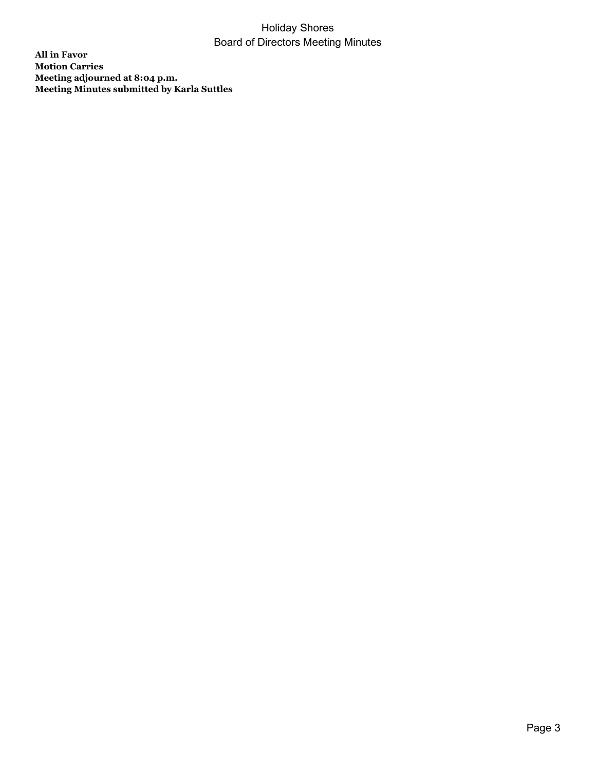**All in Favor**
**Motion Carries**
**Meeting adjourned at 8:04 p.m.**
**Meeting Minutes submitted by Karla Suttles**